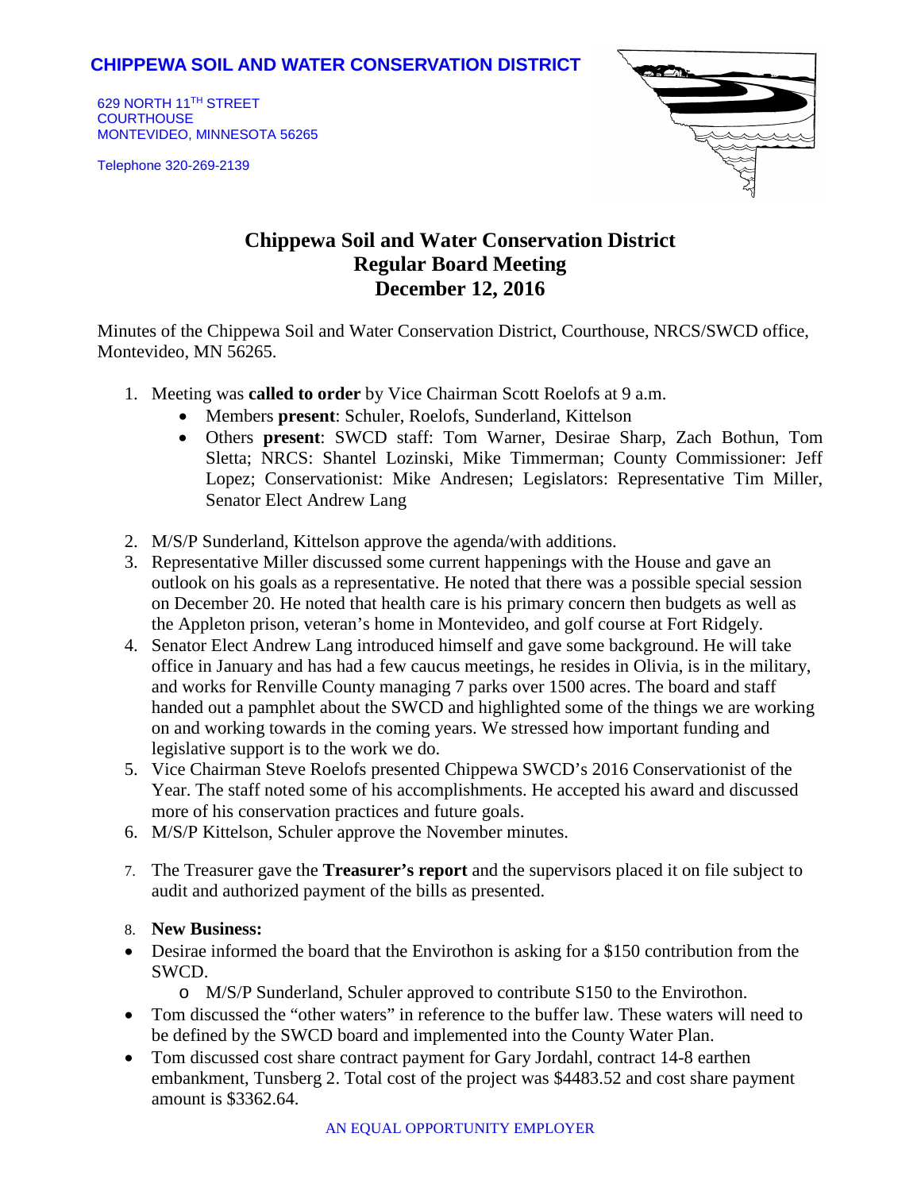**CHIPPEWA SOIL AND WATER CONSERVATION DISTRICT**

629 NORTH 11TH STREET
COURTHOUSE
MONTEVIDEO, MINNESOTA 56265

Telephone 320-269-2139

# Chippewa Soil and Water Conservation District
## Regular Board Meeting
## December 12, 2016

Minutes of the Chippewa Soil and Water Conservation District, Courthouse, NRCS/SWCD office, Montevideo, MN 56265.

1. Meeting was **called to order** by Vice Chairman Scott Roelofs at 9 a.m.
    - Members **present**: Schuler, Roelofs, Sunderland, Kittelson
    - Others **present**: SWCD staff: Tom Warner, Desirae Sharp, Zach Bothun, Tom Sletta; NRCS: Shantel Lozinski, Mike Timmerman; County Commissioner: Jeff Lopez; Conservationist: Mike Andresen; Legislators: Representative Tim Miller, Senator Elect Andrew Lang
2. M/S/P Sunderland, Kittelson approve the agenda/with additions.
3. Representative Miller discussed some current happenings with the House and gave an outlook on his goals as a representative. He noted that there was a possible special session on December 20. He noted that health care is his primary concern then budgets as well as the Appleton prison, veteran's home in Montevideo, and golf course at Fort Ridgely.
4. Senator Elect Andrew Lang introduced himself and gave some background. He will take office in January and has had a few caucus meetings, he resides in Olivia, is in the military, and works for Renville County managing 7 parks over 1500 acres. The board and staff handed out a pamphlet about the SWCD and highlighted some of the things we are working on and working towards in the coming years. We stressed how important funding and legislative support is to the work we do.
5. Vice Chairman Steve Roelofs presented Chippewa SWCD's 2016 Conservationist of the Year. The staff noted some of his accomplishments. He accepted his award and discussed more of his conservation practices and future goals.
6. M/S/P Kittelson, Schuler approve the November minutes.
7. The Treasurer gave the **Treasurer's report** and the supervisors placed it on file subject to audit and authorized payment of the bills as presented.
8. **New Business:**

- Desirae informed the board that the Envirothon is asking for a $150 contribution from the SWCD.
    - M/S/P Sunderland, Schuler approved to contribute S150 to the Envirothon.
- Tom discussed the "other waters" in reference to the buffer law. These waters will need to be defined by the SWCD board and implemented into the County Water Plan.
- Tom discussed cost share contract payment for Gary Jordahl, contract 14-8 earthen embankment, Tunsberg 2. Total cost of the project was $4483.52 and cost share payment amount is $3362.64.

AN EQUAL OPPORTUNITY EMPLOYER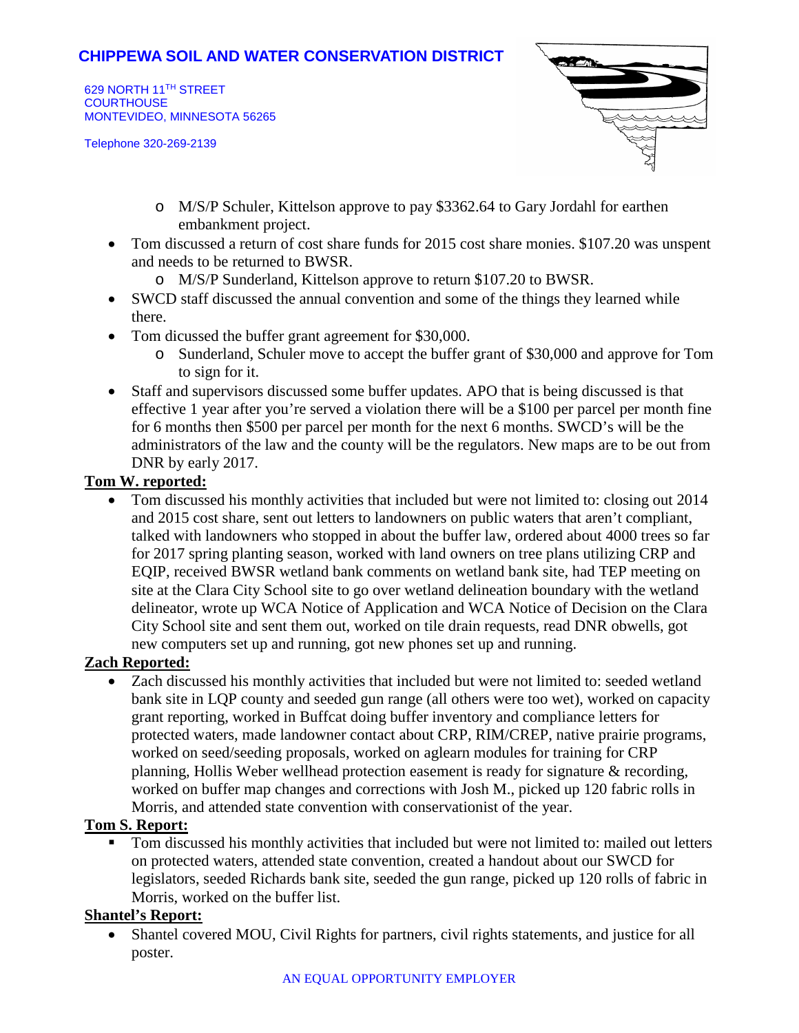- M/S/P Schuler, Kittelson approve to pay $3362.64 to Gary Jordahl for earthen embankment project.
- Tom discussed a return of cost share funds for 2015 cost share monies. $107.20 was unspent and needs to be returned to BWSR.
  - M/S/P Sunderland, Kittelson approve to return $107.20 to BWSR.
- SWCD staff discussed the annual convention and some of the things they learned while there.
- Tom dicussed the buffer grant agreement for $30,000.
  - Sunderland, Schuler move to accept the buffer grant of $30,000 and approve for Tom to sign for it.
- Staff and supervisors discussed some buffer updates. APO that is being discussed is that effective 1 year after you're served a violation there will be a $100 per parcel per month fine for 6 months then $500 per parcel per month for the next 6 months. SWCD's will be the administrators of the law and the county will be the regulators. New maps are to be out from DNR by early 2017.

**Tom W. reported:**

- Tom discussed his monthly activities that included but were not limited to: closing out 2014 and 2015 cost share, sent out letters to landowners on public waters that aren't compliant, talked with landowners who stopped in about the buffer law, ordered about 4000 trees so far for 2017 spring planting season, worked with land owners on tree plans utilizing CRP and EQIP, received BWSR wetland bank comments on wetland bank site, had TEP meeting on site at the Clara City School site to go over wetland delineation boundary with the wetland delineator, wrote up WCA Notice of Application and WCA Notice of Decision on the Clara City School site and sent them out, worked on tile drain requests, read DNR obwells, got new computers set up and running, got new phones set up and running.

**Zach Reported:**

- Zach discussed his monthly activities that included but were not limited to: seeded wetland bank site in LQP county and seeded gun range (all others were too wet), worked on capacity grant reporting, worked in Buffcat doing buffer inventory and compliance letters for protected waters, made landowner contact about CRP, RIM/CREP, native prairie programs, worked on seed/seeding proposals, worked on aglearn modules for training for CRP planning, Hollis Weber wellhead protection easement is ready for signature & recording, worked on buffer map changes and corrections with Josh M., picked up 120 fabric rolls in Morris, and attended state convention with conservationist of the year.

**Tom S. Report:**

- Tom discussed his monthly activities that included but were not limited to: mailed out letters on protected waters, attended state convention, created a handout about our SWCD for legislators, seeded Richards bank site, seeded the gun range, picked up 120 rolls of fabric in Morris, worked on the buffer list.

**Shantel's Report:**

- Shantel covered MOU, Civil Rights for partners, civil rights statements, and justice for all poster.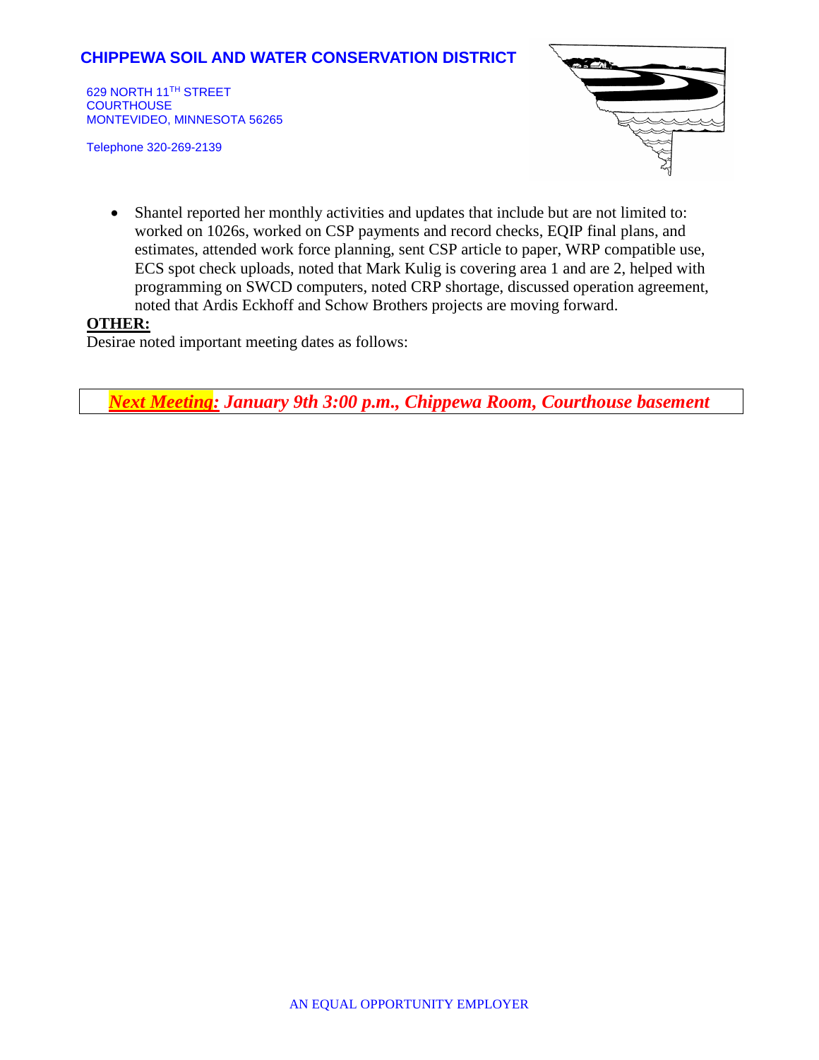- Shantel reported her monthly activities and updates that include but are not limited to: worked on 1026s, worked on CSP payments and record checks, EQIP final plans, and estimates, attended work force planning, sent CSP article to paper, WRP compatible use, ECS spot check uploads, noted that Mark Kulig is covering area 1 and are 2, helped with programming on SWCD computers, noted CRP shortage, discussed operation agreement, noted that Ardis Eckhoff and Schow Brothers projects are moving forward.

**OTHER:**

Desirae noted important meeting dates as follows:

***Next Meeting:*** ***January 9th 3:00 p.m., Chippewa Room, Courthouse basement***